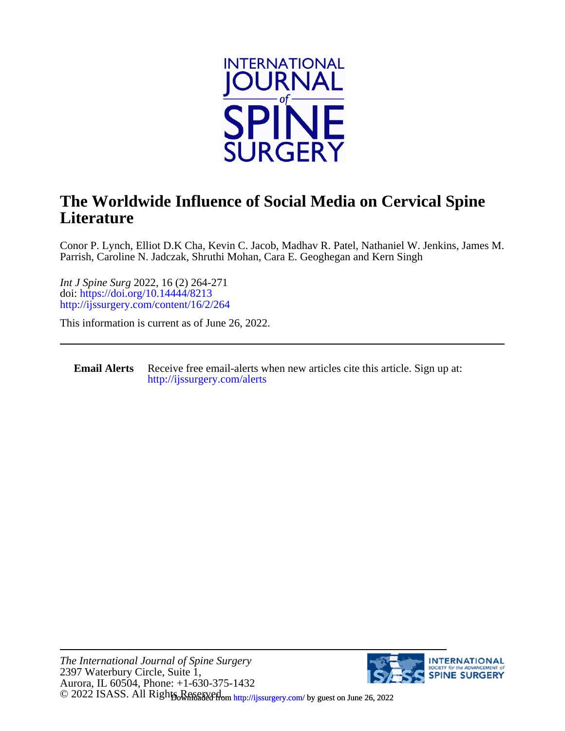# The Worldwide Influence of Social Media on Cervical Spine Literature

Conor P. Lynch, Elliot D.K Cha, Kevin C. Jacob, Madhav R. Patel, Nathaniel W. Jenkins, James M. Parrish, Caroline N. Jadczak, Shruthi Mohan, Cara E. Geoghegan and Kern Singh

*Int J Spine Surg* 2022, 16 (2) 264-271
doi: https://doi.org/10.14444/8213
http://ijssurgery.com/content/16/2/264

This information is current as of June 26, 2022.

---

**Email Alerts** Receive free email-alerts when new articles cite this article. Sign up at: http://ijssurgery.com/alerts

---

*The International Journal of Spine Surgery*
2397 Waterbury Circle, Suite 1,
Aurora, IL 60504, Phone: +1-630-375-1432
© 2022 ISASS. All Rights Reserved.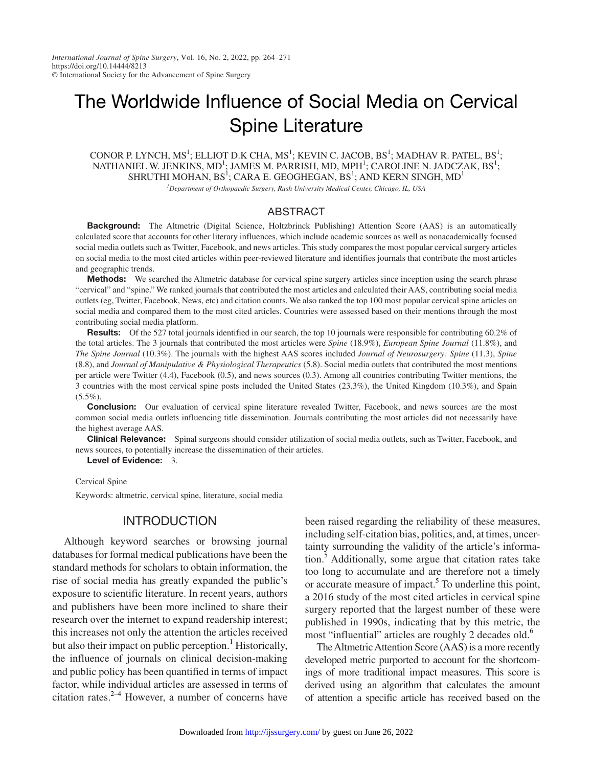# The Worldwide Influence of Social Media on Cervical Spine Literature

CONOR P. LYNCH, MS[1]; ELLIOT D.K CHA, MS[1]; KEVIN C. JACOB, BS[1]; MADHAV R. PATEL, BS[1]; NATHANIEL W. JENKINS, MD[1]; JAMES M. PARRISH, MD, MPH[1]; CAROLINE N. JADCZAK, BS[1]; SHRUTHI MOHAN, BS[1]; CARA E. GEOGHEGAN, BS[1]; AND KERN SINGH, MD[1]

[1]*Department of Orthopaedic Surgery, Rush University Medical Center, Chicago, IL, USA*

## ABSTRACT

**Background:** The Altmetric (Digital Science, Holtzbrinck Publishing) Attention Score (AAS) is an automatically calculated score that accounts for other literary influences, which include academic sources as well as nonacademically focused social media outlets such as Twitter, Facebook, and news articles. This study compares the most popular cervical surgery articles on social media to the most cited articles within peer-reviewed literature and identifies journals that contribute the most articles and geographic trends.

**Methods:** We searched the Altmetric database for cervical spine surgery articles since inception using the search phrase "cervical" and "spine." We ranked journals that contributed the most articles and calculated their AAS, contributing social media outlets (eg, Twitter, Facebook, News, etc) and citation counts. We also ranked the top 100 most popular cervical spine articles on social media and compared them to the most cited articles. Countries were assessed based on their mentions through the most contributing social media platform.

**Results:** Of the 527 total journals identified in our search, the top 10 journals were responsible for contributing 60.2% of the total articles. The 3 journals that contributed the most articles were *Spine* (18.9%), *European Spine Journal* (11.8%), and *The Spine Journal* (10.3%). The journals with the highest AAS scores included *Journal of Neurosurgery: Spine* (11.3), *Spine* (8.8), and *Journal of Manipulative & Physiological Therapeutics* (5.8). Social media outlets that contributed the most mentions per article were Twitter (4.4), Facebook (0.5), and news sources (0.3). Among all countries contributing Twitter mentions, the 3 countries with the most cervical spine posts included the United States (23.3%), the United Kingdom (10.3%), and Spain (5.5%).

**Conclusion:** Our evaluation of cervical spine literature revealed Twitter, Facebook, and news sources are the most common social media outlets influencing title dissemination. Journals contributing the most articles did not necessarily have the highest average AAS.

**Clinical Relevance:** Spinal surgeons should consider utilization of social media outlets, such as Twitter, Facebook, and news sources, to potentially increase the dissemination of their articles.

**Level of Evidence:** 3.

Cervical Spine

Keywords: altmetric, cervical spine, literature, social media

## INTRODUCTION

Although keyword searches or browsing journal databases for formal medical publications have been the standard methods for scholars to obtain information, the rise of social media has greatly expanded the public's exposure to scientific literature. In recent years, authors and publishers have been more inclined to share their research over the internet to expand readership interest; this increases not only the attention the articles received but also their impact on public perception.[1] Historically, the influence of journals on clinical decision-making and public policy has been quantified in terms of impact factor, while individual articles are assessed in terms of citation rates.[2–4] However, a number of concerns have been raised regarding the reliability of these measures, including self-citation bias, politics, and, at times, uncertainty surrounding the validity of the article's information.[5] Additionally, some argue that citation rates take too long to accumulate and are therefore not a timely or accurate measure of impact.[5] To underline this point, a 2016 study of the most cited articles in cervical spine surgery reported that the largest number of these were published in 1990s, indicating that by this metric, the most "influential" articles are roughly 2 decades old.[6]

The Altmetric Attention Score (AAS) is a more recently developed metric purported to account for the shortcomings of more traditional impact measures. This score is derived using an algorithm that calculates the amount of attention a specific article has received based on the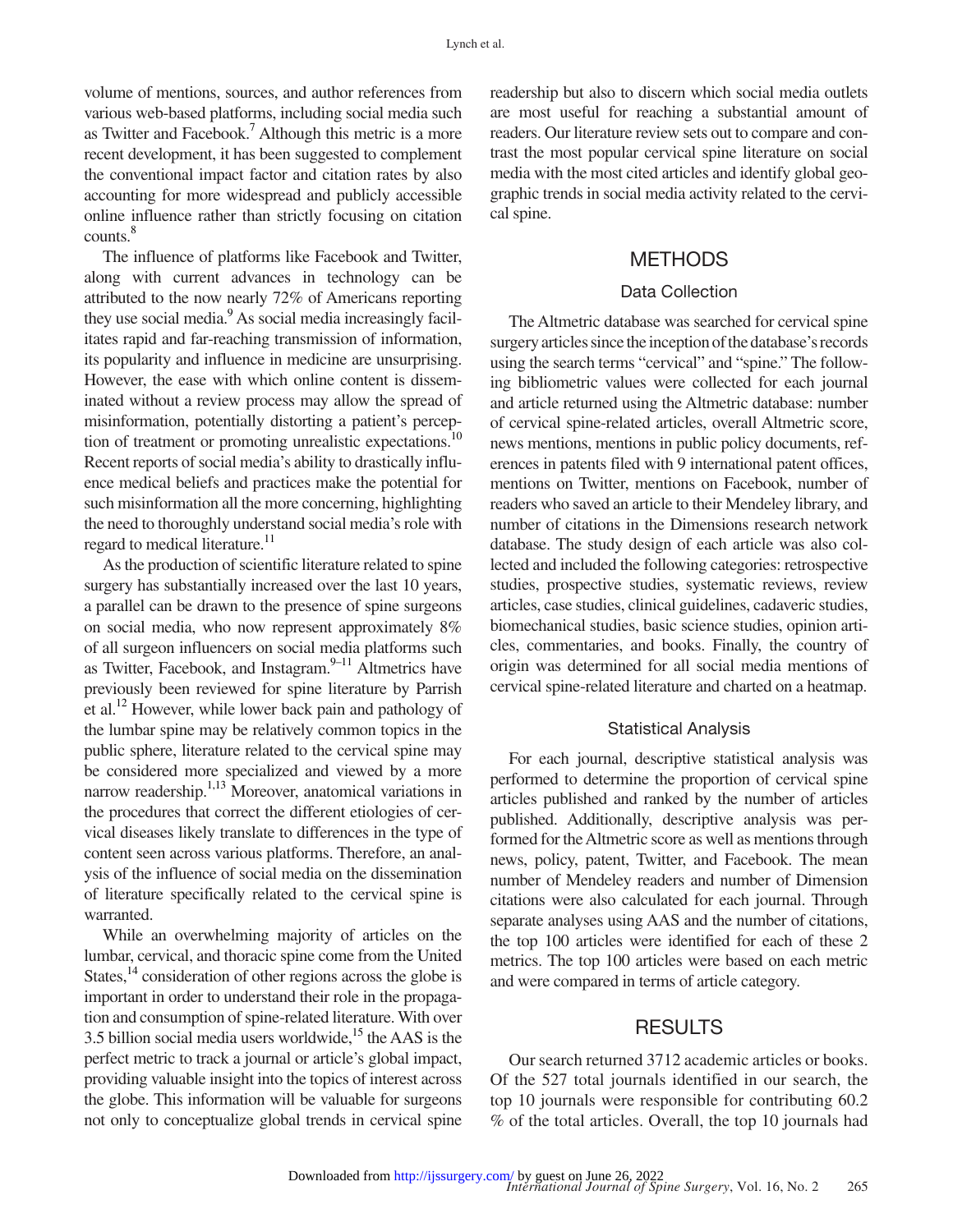volume of mentions, sources, and author references from various web-based platforms, including social media such as Twitter and Facebook.[7] Although this metric is a more recent development, it has been suggested to complement the conventional impact factor and citation rates by also accounting for more widespread and publicly accessible online influence rather than strictly focusing on citation counts.[8]

The influence of platforms like Facebook and Twitter, along with current advances in technology can be attributed to the now nearly 72% of Americans reporting they use social media.[9] As social media increasingly facilitates rapid and far-reaching transmission of information, its popularity and influence in medicine are unsurprising. However, the ease with which online content is disseminated without a review process may allow the spread of misinformation, potentially distorting a patient's perception of treatment or promoting unrealistic expectations.[10] Recent reports of social media's ability to drastically influence medical beliefs and practices make the potential for such misinformation all the more concerning, highlighting the need to thoroughly understand social media's role with regard to medical literature.[11]

As the production of scientific literature related to spine surgery has substantially increased over the last 10 years, a parallel can be drawn to the presence of spine surgeons on social media, who now represent approximately 8% of all surgeon influencers on social media platforms such as Twitter, Facebook, and Instagram.[9–11] Altmetrics have previously been reviewed for spine literature by Parrish et al.[12] However, while lower back pain and pathology of the lumbar spine may be relatively common topics in the public sphere, literature related to the cervical spine may be considered more specialized and viewed by a more narrow readership.[1,13] Moreover, anatomical variations in the procedures that correct the different etiologies of cervical diseases likely translate to differences in the type of content seen across various platforms. Therefore, an analysis of the influence of social media on the dissemination of literature specifically related to the cervical spine is warranted.

While an overwhelming majority of articles on the lumbar, cervical, and thoracic spine come from the United States,[14] consideration of other regions across the globe is important in order to understand their role in the propagation and consumption of spine-related literature. With over 3.5 billion social media users worldwide,[15] the AAS is the perfect metric to track a journal or article's global impact, providing valuable insight into the topics of interest across the globe. This information will be valuable for surgeons not only to conceptualize global trends in cervical spine readership but also to discern which social media outlets are most useful for reaching a substantial amount of readers. Our literature review sets out to compare and contrast the most popular cervical spine literature on social media with the most cited articles and identify global geographic trends in social media activity related to the cervical spine.

## METHODS

### Data Collection

The Altmetric database was searched for cervical spine surgery articles since the inception of the database's records using the search terms "cervical" and "spine." The following bibliometric values were collected for each journal and article returned using the Altmetric database: number of cervical spine-related articles, overall Altmetric score, news mentions, mentions in public policy documents, references in patents filed with 9 international patent offices, mentions on Twitter, mentions on Facebook, number of readers who saved an article to their Mendeley library, and number of citations in the Dimensions research network database. The study design of each article was also collected and included the following categories: retrospective studies, prospective studies, systematic reviews, review articles, case studies, clinical guidelines, cadaveric studies, biomechanical studies, basic science studies, opinion articles, commentaries, and books. Finally, the country of origin was determined for all social media mentions of cervical spine-related literature and charted on a heatmap.

### Statistical Analysis

For each journal, descriptive statistical analysis was performed to determine the proportion of cervical spine articles published and ranked by the number of articles published. Additionally, descriptive analysis was performed for the Altmetric score as well as mentions through news, policy, patent, Twitter, and Facebook. The mean number of Mendeley readers and number of Dimension citations were also calculated for each journal. Through separate analyses using AAS and the number of citations, the top 100 articles were identified for each of these 2 metrics. The top 100 articles were based on each metric and were compared in terms of article category.

## RESULTS

Our search returned 3712 academic articles or books. Of the 527 total journals identified in our search, the top 10 journals were responsible for contributing 60.2 % of the total articles. Overall, the top 10 journals had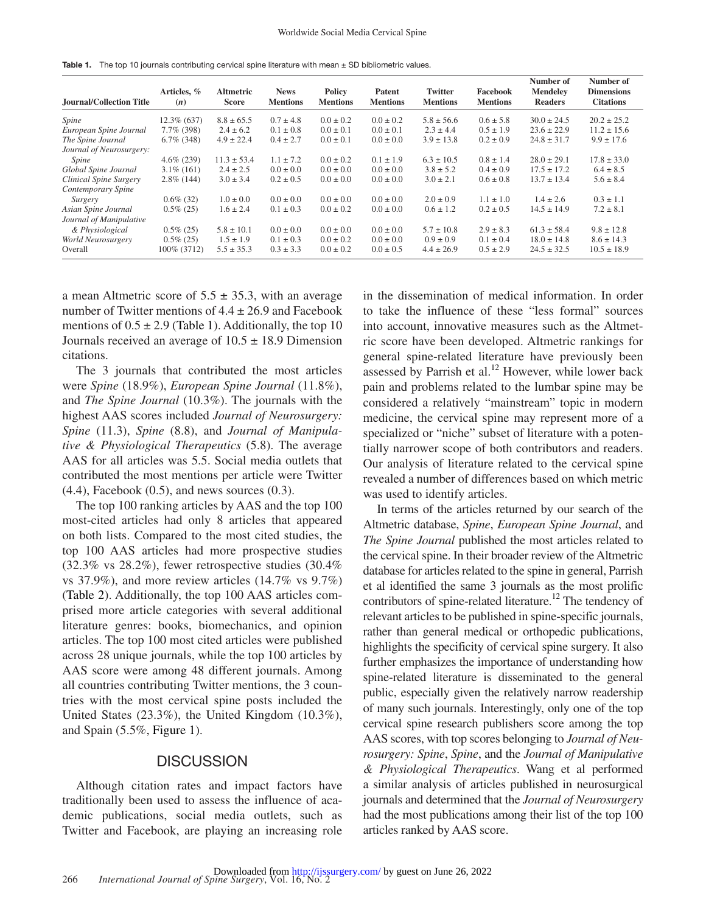**Table 1.** The top 10 journals contributing cervical spine literature with mean ± SD bibliometric values.

| Journal/Collection Title | Articles, % (*n*) | Altmetric Score | News Mentions | Policy Mentions | Patent Mentions | Twitter Mentions | Facebook Mentions | Number of Mendeley Readers | Number of Dimensions Citations |
|---|---|---|---|---|---|---|---|---|---|
| *Spine* | 12.3% (637) | 8.8 ± 65.5 | 0.7 ± 4.8 | 0.0 ± 0.2 | 0.0 ± 0.2 | 5.8 ± 56.6 | 0.6 ± 5.8 | 30.0 ± 24.5 | 20.2 ± 25.2 |
| *European Spine Journal* | 7.7% (398) | 2.4 ± 6.2 | 0.1 ± 0.8 | 0.0 ± 0.1 | 0.0 ± 0.1 | 2.3 ± 4.4 | 0.5 ± 1.9 | 23.6 ± 22.9 | 11.2 ± 15.6 |
| *The Spine Journal* | 6.7% (348) | 4.9 ± 22.4 | 0.4 ± 2.7 | 0.0 ± 0.1 | 0.0 ± 0.0 | 3.9 ± 13.8 | 0.2 ± 0.9 | 24.8 ± 31.7 | 9.9 ± 17.6 |
| *Journal of Neurosurgery: Spine* | 4.6% (239) | 11.3 ± 53.4 | 1.1 ± 7.2 | 0.0 ± 0.2 | 0.1 ± 1.9 | 6.3 ± 10.5 | 0.8 ± 1.4 | 28.0 ± 29.1 | 17.8 ± 33.0 |
| *Global Spine Journal* | 3.1% (161) | 2.4 ± 2.5 | 0.0 ± 0.0 | 0.0 ± 0.0 | 0.0 ± 0.0 | 3.8 ± 5.2 | 0.4 ± 0.9 | 17.5 ± 17.2 | 6.4 ± 8.5 |
| *Clinical Spine Surgery* | 2.8% (144) | 3.0 ± 3.4 | 0.2 ± 0.5 | 0.0 ± 0.0 | 0.0 ± 0.0 | 3.0 ± 2.1 | 0.6 ± 0.8 | 13.7 ± 13.4 | 5.6 ± 8.4 |
| *Contemporary Spine Surgery* | 0.6% (32) | 1.0 ± 0.0 | 0.0 ± 0.0 | 0.0 ± 0.0 | 0.0 ± 0.0 | 2.0 ± 0.9 | 1.1 ± 1.0 | 1.4 ± 2.6 | 0.3 ± 1.1 |
| *Asian Spine Journal* | 0.5% (25) | 1.6 ± 2.4 | 0.1 ± 0.3 | 0.0 ± 0.2 | 0.0 ± 0.0 | 0.6 ± 1.2 | 0.2 ± 0.5 | 14.5 ± 14.9 | 7.2 ± 8.1 |
| *Journal of Manipulative & Physiological* | 0.5% (25) | 5.8 ± 10.1 | 0.0 ± 0.0 | 0.0 ± 0.0 | 0.0 ± 0.0 | 5.7 ± 10.8 | 2.9 ± 8.3 | 61.3 ± 58.4 | 9.8 ± 12.8 |
| *World Neurosurgery* | 0.5% (25) | 1.5 ± 1.9 | 0.1 ± 0.3 | 0.0 ± 0.2 | 0.0 ± 0.0 | 0.9 ± 0.9 | 0.1 ± 0.4 | 18.0 ± 14.8 | 8.6 ± 14.3 |
| Overall | 100% (3712) | 5.5 ± 35.3 | 0.3 ± 3.3 | 0.0 ± 0.2 | 0.0 ± 0.5 | 4.4 ± 26.9 | 0.5 ± 2.9 | 24.5 ± 32.5 | 10.5 ± 18.9 |

a mean Altmetric score of 5.5 ± 35.3, with an average number of Twitter mentions of 4.4 ± 26.9 and Facebook mentions of 0.5 ± 2.9 (Table 1). Additionally, the top 10 Journals received an average of 10.5 ± 18.9 Dimension citations.

The 3 journals that contributed the most articles were *Spine* (18.9%), *European Spine Journal* (11.8%), and *The Spine Journal* (10.3%). The journals with the highest AAS scores included *Journal of Neurosurgery: Spine* (11.3), *Spine* (8.8), and *Journal of Manipulative & Physiological Therapeutics* (5.8). The average AAS for all articles was 5.5. Social media outlets that contributed the most mentions per article were Twitter (4.4), Facebook (0.5), and news sources (0.3).

The top 100 ranking articles by AAS and the top 100 most-cited articles had only 8 articles that appeared on both lists. Compared to the most cited studies, the top 100 AAS articles had more prospective studies (32.3% vs 28.2%), fewer retrospective studies (30.4% vs 37.9%), and more review articles (14.7% vs 9.7%) (Table 2). Additionally, the top 100 AAS articles comprised more article categories with several additional literature genres: books, biomechanics, and opinion articles. The top 100 most cited articles were published across 28 unique journals, while the top 100 articles by AAS score were among 48 different journals. Among all countries contributing Twitter mentions, the 3 countries with the most cervical spine posts included the United States (23.3%), the United Kingdom (10.3%), and Spain (5.5%, Figure 1).

## DISCUSSION

Although citation rates and impact factors have traditionally been used to assess the influence of academic publications, social media outlets, such as Twitter and Facebook, are playing an increasing role in the dissemination of medical information. In order to take the influence of these "less formal" sources into account, innovative measures such as the Altmetric score have been developed. Altmetric rankings for general spine-related literature have previously been assessed by Parrish et al.[12] However, while lower back pain and problems related to the lumbar spine may be considered a relatively "mainstream" topic in modern medicine, the cervical spine may represent more of a specialized or "niche" subset of literature with a potentially narrower scope of both contributors and readers. Our analysis of literature related to the cervical spine revealed a number of differences based on which metric was used to identify articles.

In terms of the articles returned by our search of the Altmetric database, *Spine*, *European Spine Journal*, and *The Spine Journal* published the most articles related to the cervical spine. In their broader review of the Altmetric database for articles related to the spine in general, Parrish et al identified the same 3 journals as the most prolific contributors of spine-related literature.[12] The tendency of relevant articles to be published in spine-specific journals, rather than general medical or orthopedic publications, highlights the specificity of cervical spine surgery. It also further emphasizes the importance of understanding how spine-related literature is disseminated to the general public, especially given the relatively narrow readership of many such journals. Interestingly, only one of the top cervical spine research publishers score among the top AAS scores, with top scores belonging to *Journal of Neurosurgery: Spine*, *Spine*, and the *Journal of Manipulative & Physiological Therapeutics*. Wang et al performed a similar analysis of articles published in neurosurgical journals and determined that the *Journal of Neurosurgery* had the most publications among their list of the top 100 articles ranked by AAS score.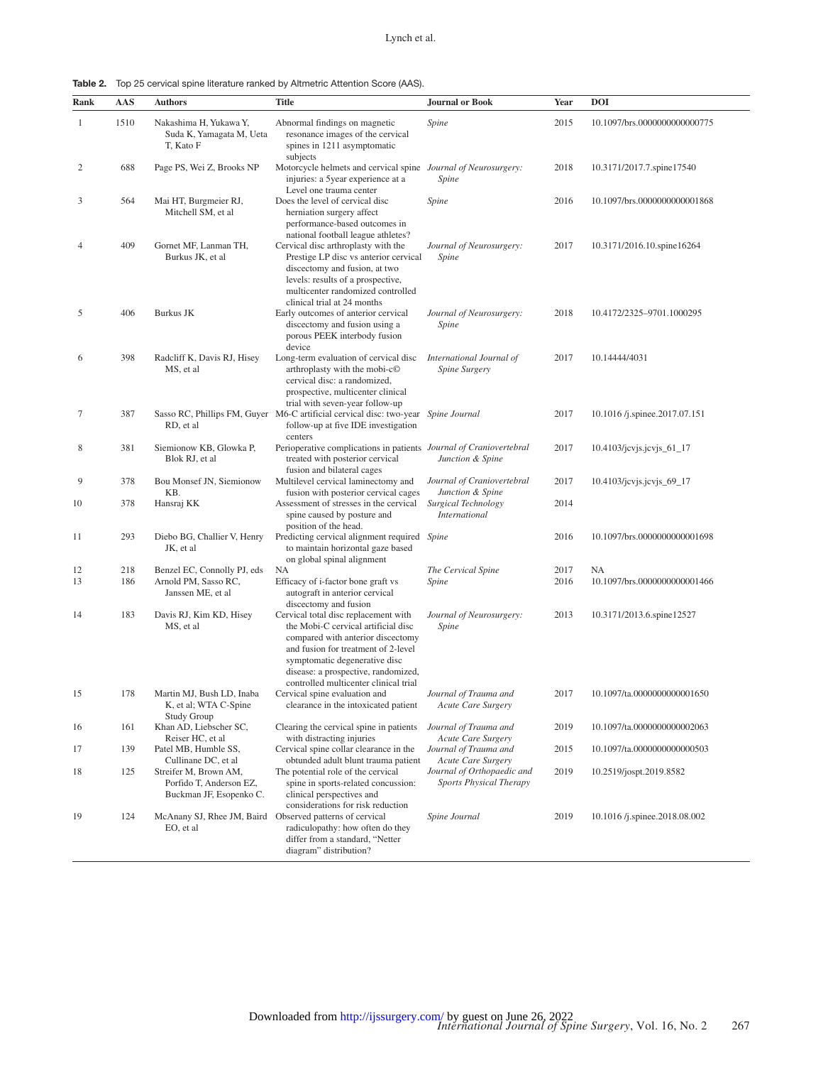**Table 2.** Top 25 cervical spine literature ranked by Altmetric Attention Score (AAS).

| Rank | AAS | Authors | Title | Journal or Book | Year | DOI |
|---|---|---|---|---|---|---|
| 1 | 1510 | Nakashima H, Yukawa Y, Suda K, Yamagata M, Ueta T, Kato F | Abnormal findings on magnetic resonance images of the cervical spines in 1211 asymptomatic subjects | *Spine* | 2015 | 10.1097/brs.0000000000000775 |
| 2 | 688 | Page PS, Wei Z, Brooks NP | Motorcycle helmets and cervical spine injuries: a 5year experience at a Level one trauma center | *Journal of Neurosurgery: Spine* | 2018 | 10.3171/2017.7.spine17540 |
| 3 | 564 | Mai HT, Burgmeier RJ, Mitchell SM, et al | Does the level of cervical disc herniation surgery affect performance-based outcomes in national football league athletes? | *Spine* | 2016 | 10.1097/brs.0000000000001868 |
| 4 | 409 | Gornet MF, Lanman TH, Burkus JK, et al | Cervical disc arthroplasty with the Prestige LP disc vs anterior cervical discectomy and fusion, at two levels: results of a prospective, multicenter randomized controlled clinical trial at 24 months | *Journal of Neurosurgery: Spine* | 2017 | 10.3171/2016.10.spine16264 |
| 5 | 406 | Burkus JK | Early outcomes of anterior cervical discectomy and fusion using a porous PEEK interbody fusion device | *Journal of Neurosurgery: Spine* | 2018 | 10.4172/2325–9701.1000295 |
| 6 | 398 | Radcliff K, Davis RJ, Hisey MS, et al | Long-term evaluation of cervical disc arthroplasty with the mobi-c© cervical disc: a randomized, prospective, multicenter clinical trial with seven-year follow-up | *International Journal of Spine Surgery* | 2017 | 10.14444/4031 |
| 7 | 387 | Sasso RC, Phillips FM, Guyer RD, et al | M6-C artificial cervical disc: two-year follow-up at five IDE investigation centers | *Spine Journal* | 2017 | 10.1016 /j.spinee.2017.07.151 |
| 8 | 381 | Siemionow KB, Glowka P, Blok RJ, et al | Perioperative complications in patients treated with posterior cervical fusion and bilateral cages | *Journal of Craniovertebral Junction & Spine* | 2017 | 10.4103/jcvjs.jcvjs_61_17 |
| 9 | 378 | Bou Monsef JN, Siemionow KB. | Multilevel cervical laminectomy and fusion with posterior cervical cages | *Journal of Craniovertebral Junction & Spine* | 2017 | 10.4103/jcvjs.jcvjs_69_17 |
| 10 | 378 | Hansraj KK | Assessment of stresses in the cervical spine caused by posture and position of the head. | *Surgical Technology International* | 2014 | |
| 11 | 293 | Diebo BG, Challier V, Henry JK, et al | Predicting cervical alignment required to maintain horizontal gaze based on global spinal alignment | *Spine* | 2016 | 10.1097/brs.0000000000001698 |
| 12 | 218 | Benzel EC, Connolly PJ, eds | NA | *The Cervical Spine* | 2017 | NA |
| 13 | 186 | Arnold PM, Sasso RC, Janssen ME, et al | Efficacy of i-factor bone graft vs autograft in anterior cervical discectomy and fusion | *Spine* | 2016 | 10.1097/brs.0000000000001466 |
| 14 | 183 | Davis RJ, Kim KD, Hisey MS, et al | Cervical total disc replacement with the Mobi-C cervical artificial disc compared with anterior discectomy and fusion for treatment of 2-level symptomatic degenerative disc disease: a prospective, randomized, controlled multicenter clinical trial | *Journal of Neurosurgery: Spine* | 2013 | 10.3171/2013.6.spine12527 |
| 15 | 178 | Martin MJ, Bush LD, Inaba K, et al; WTA C-Spine Study Group | Cervical spine evaluation and clearance in the intoxicated patient | *Journal of Trauma and Acute Care Surgery* | 2017 | 10.1097/ta.0000000000001650 |
| 16 | 161 | Khan AD, Liebscher SC, Reiser HC, et al | Clearing the cervical spine in patients with distracting injuries | *Journal of Trauma and Acute Care Surgery* | 2019 | 10.1097/ta.0000000000002063 |
| 17 | 139 | Patel MB, Humble SS, Cullinane DC, et al | Cervical spine collar clearance in the obtunded adult blunt trauma patient | *Journal of Trauma and Acute Care Surgery* | 2015 | 10.1097/ta.0000000000000503 |
| 18 | 125 | Streifer M, Brown AM, Porfido T, Anderson EZ, Buckman JF, Esopenko C. | The potential role of the cervical spine in sports-related concussion: clinical perspectives and considerations for risk reduction | *Journal of Orthopaedic and Sports Physical Therapy* | 2019 | 10.2519/jospt.2019.8582 |
| 19 | 124 | McAnany SJ, Rhee JM, Baird EO, et al | Observed patterns of cervical radiculopathy: how often do they differ from a standard, "Netter diagram" distribution? | *Spine Journal* | 2019 | 10.1016 /j.spinee.2018.08.002 |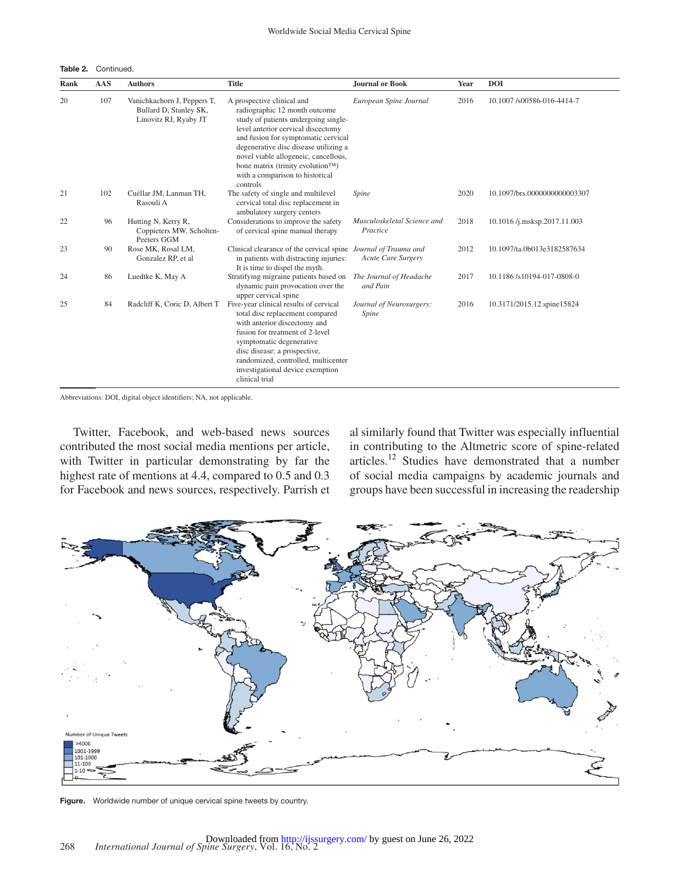**Table 2.** Continued.

| Rank | AAS | Authors | Title | Journal or Book | Year | DOI |
|---|---|---|---|---|---|---|
| 20 | 107 | Vanichkachorn J, Peppers T, Bullard D, Stanley SK, Linovitz RJ, Ryaby JT | A prospective clinical and radiographic 12 month outcome study of patients undergoing single-level anterior cervical discectomy and fusion for symptomatic cervical degenerative disc disease utilizing a novel viable allogeneic, cancellous, bone matrix (trinity evolution™) with a comparison to historical controls | *European Spine Journal* | 2016 | 10.1007 /s00586-016-4414-7 |
| 21 | 102 | Cuéllar JM, Lanman TH, Rasouli A | The safety of single and multilevel cervical total disc replacement in ambulatory surgery centers | *Spine* | 2020 | 10.1097/brs.0000000000003307 |
| 22 | 96 | Hutting N, Kerry R, Coppieters MW, Scholten-Peeters GGM | Considerations to improve the safety of cervical spine manual therapy | *Musculoskeletal Science and Practice* | 2018 | 10.1016 /j.msksp.2017.11.003 |
| 23 | 90 | Rose MK, Rosal LM, Gonzalez RP, et al | Clinical clearance of the cervical spine in patients with distracting injuries: It is time to dispel the myth. | *Journal of Trauma and Acute Care Surgery* | 2012 | 10.1097/ta.0b013e3182587634 |
| 24 | 86 | Luedtke K, May A | Stratifying migraine patients based on dynamic pain provocation over the upper cervical spine | *The Journal of Headache and Pain* | 2017 | 10.1186 /s10194-017-0808-0 |
| 25 | 84 | Radcliff K, Coric D, Albert T | Five-year clinical results of cervical total disc replacement compared with anterior discectomy and fusion for treatment of 2-level symptomatic degenerative disc disease: a prospective, randomized, controlled, multicenter investigational device exemption clinical trial | *Journal of Neurosurgery: Spine* | 2016 | 10.3171/2015.12.spine15824 |

Abbreviations: DOI, digital object identifiers; NA, not applicable.

Twitter, Facebook, and web-based news sources contributed the most social media mentions per article, with Twitter in particular demonstrating by far the highest rate of mentions at 4.4, compared to 0.5 and 0.3 for Facebook and news sources, respectively. Parrish et al similarly found that Twitter was especially influential in contributing to the Altmetric score of spine-related articles.[12] Studies have demonstrated that a number of social media campaigns by academic journals and groups have been successful in increasing the readership

**Figure.** Worldwide number of unique cervical spine tweets by country.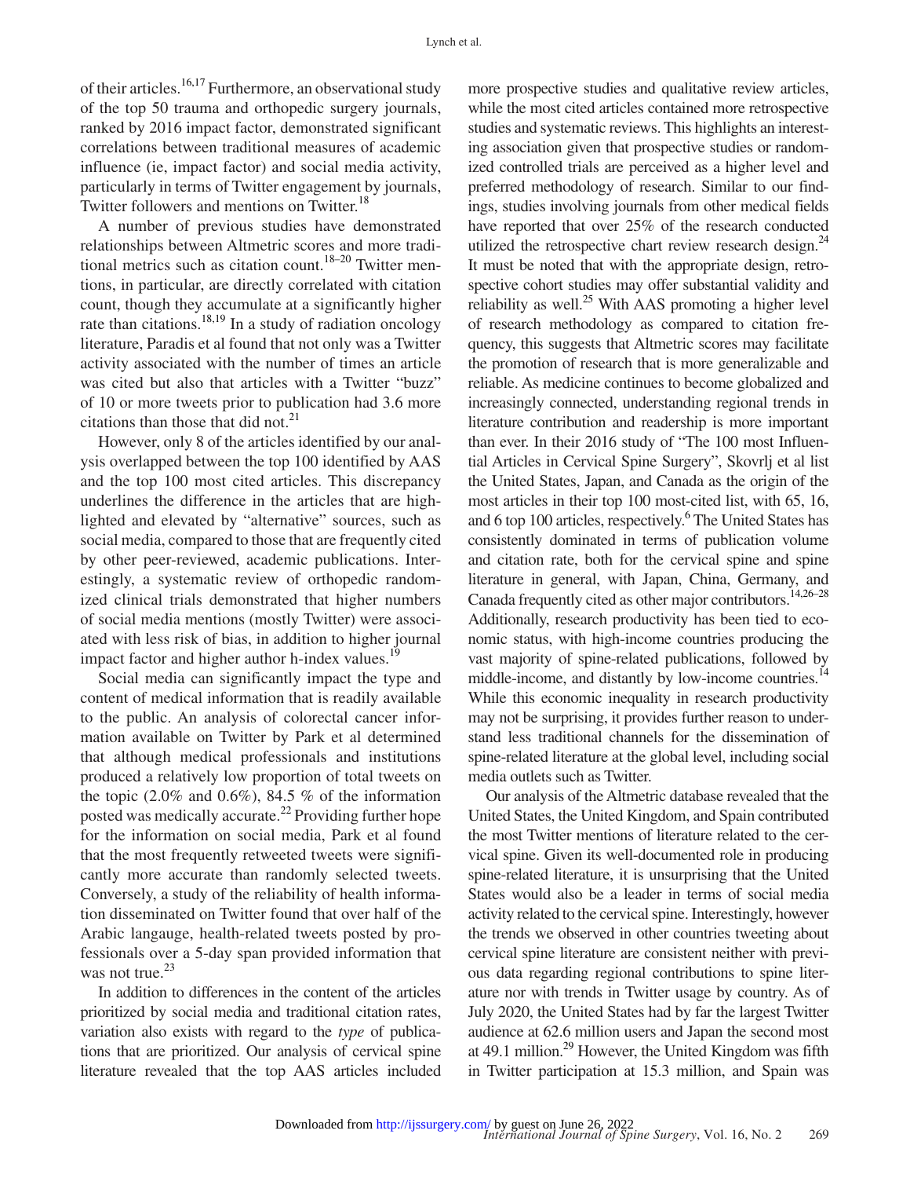of their articles.[16,17] Furthermore, an observational study of the top 50 trauma and orthopedic surgery journals, ranked by 2016 impact factor, demonstrated significant correlations between traditional measures of academic influence (ie, impact factor) and social media activity, particularly in terms of Twitter engagement by journals, Twitter followers and mentions on Twitter.[18]

A number of previous studies have demonstrated relationships between Altmetric scores and more traditional metrics such as citation count.[18–20] Twitter mentions, in particular, are directly correlated with citation count, though they accumulate at a significantly higher rate than citations.[18,19] In a study of radiation oncology literature, Paradis et al found that not only was a Twitter activity associated with the number of times an article was cited but also that articles with a Twitter "buzz" of 10 or more tweets prior to publication had 3.6 more citations than those that did not.[21]

However, only 8 of the articles identified by our analysis overlapped between the top 100 identified by AAS and the top 100 most cited articles. This discrepancy underlines the difference in the articles that are highlighted and elevated by "alternative" sources, such as social media, compared to those that are frequently cited by other peer-reviewed, academic publications. Interestingly, a systematic review of orthopedic randomized clinical trials demonstrated that higher numbers of social media mentions (mostly Twitter) were associated with less risk of bias, in addition to higher journal impact factor and higher author h-index values.[19]

Social media can significantly impact the type and content of medical information that is readily available to the public. An analysis of colorectal cancer information available on Twitter by Park et al determined that although medical professionals and institutions produced a relatively low proportion of total tweets on the topic (2.0% and 0.6%), 84.5 % of the information posted was medically accurate.[22] Providing further hope for the information on social media, Park et al found that the most frequently retweeted tweets were significantly more accurate than randomly selected tweets. Conversely, a study of the reliability of health information disseminated on Twitter found that over half of the Arabic langauge, health-related tweets posted by professionals over a 5-day span provided information that was not true.[23]

In addition to differences in the content of the articles prioritized by social media and traditional citation rates, variation also exists with regard to the *type* of publications that are prioritized. Our analysis of cervical spine literature revealed that the top AAS articles included more prospective studies and qualitative review articles, while the most cited articles contained more retrospective studies and systematic reviews. This highlights an interesting association given that prospective studies or randomized controlled trials are perceived as a higher level and preferred methodology of research. Similar to our findings, studies involving journals from other medical fields have reported that over 25% of the research conducted utilized the retrospective chart review research design.[24] It must be noted that with the appropriate design, retrospective cohort studies may offer substantial validity and reliability as well.[25] With AAS promoting a higher level of research methodology as compared to citation frequency, this suggests that Altmetric scores may facilitate the promotion of research that is more generalizable and reliable. As medicine continues to become globalized and increasingly connected, understanding regional trends in literature contribution and readership is more important than ever. In their 2016 study of "The 100 most Influential Articles in Cervical Spine Surgery", Skovrlj et al list the United States, Japan, and Canada as the origin of the most articles in their top 100 most-cited list, with 65, 16, and 6 top 100 articles, respectively.[6] The United States has consistently dominated in terms of publication volume and citation rate, both for the cervical spine and spine literature in general, with Japan, China, Germany, and Canada frequently cited as other major contributors.[14,26–28] Additionally, research productivity has been tied to economic status, with high-income countries producing the vast majority of spine-related publications, followed by middle-income, and distantly by low-income countries.[14] While this economic inequality in research productivity may not be surprising, it provides further reason to understand less traditional channels for the dissemination of spine-related literature at the global level, including social media outlets such as Twitter.

Our analysis of the Altmetric database revealed that the United States, the United Kingdom, and Spain contributed the most Twitter mentions of literature related to the cervical spine. Given its well-documented role in producing spine-related literature, it is unsurprising that the United States would also be a leader in terms of social media activity related to the cervical spine. Interestingly, however the trends we observed in other countries tweeting about cervical spine literature are consistent neither with previous data regarding regional contributions to spine literature nor with trends in Twitter usage by country. As of July 2020, the United States had by far the largest Twitter audience at 62.6 million users and Japan the second most at 49.1 million.[29] However, the United Kingdom was fifth in Twitter participation at 15.3 million, and Spain was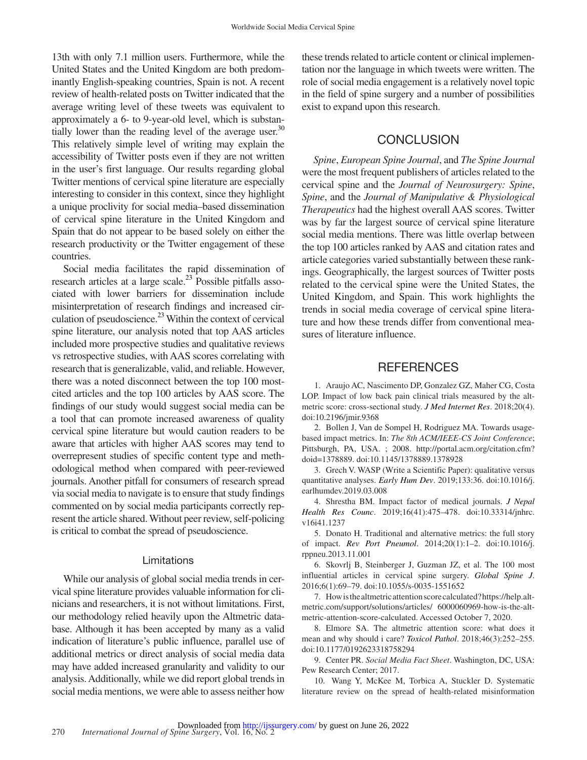13th with only 7.1 million users. Furthermore, while the United States and the United Kingdom are both predominantly English-speaking countries, Spain is not. A recent review of health-related posts on Twitter indicated that the average writing level of these tweets was equivalent to approximately a 6- to 9-year-old level, which is substantially lower than the reading level of the average user.[30] This relatively simple level of writing may explain the accessibility of Twitter posts even if they are not written in the user's first language. Our results regarding global Twitter mentions of cervical spine literature are especially interesting to consider in this context, since they highlight a unique proclivity for social media–based dissemination of cervical spine literature in the United Kingdom and Spain that do not appear to be based solely on either the research productivity or the Twitter engagement of these countries.

Social media facilitates the rapid dissemination of research articles at a large scale.[23] Possible pitfalls associated with lower barriers for dissemination include misinterpretation of research findings and increased circulation of pseudoscience.[23] Within the context of cervical spine literature, our analysis noted that top AAS articles included more prospective studies and qualitative reviews vs retrospective studies, with AAS scores correlating with research that is generalizable, valid, and reliable. However, there was a noted disconnect between the top 100 most-cited articles and the top 100 articles by AAS score. The findings of our study would suggest social media can be a tool that can promote increased awareness of quality cervical spine literature but would caution readers to be aware that articles with higher AAS scores may tend to overrepresent studies of specific content type and methodological method when compared with peer-reviewed journals. Another pitfall for consumers of research spread via social media to navigate is to ensure that study findings commented on by social media participants correctly represent the article shared. Without peer review, self-policing is critical to combat the spread of pseudoscience.

### Limitations

While our analysis of global social media trends in cervical spine literature provides valuable information for clinicians and researchers, it is not without limitations. First, our methodology relied heavily upon the Altmetric database. Although it has been accepted by many as a valid indication of literature's public influence, parallel use of additional metrics or direct analysis of social media data may have added increased granularity and validity to our analysis. Additionally, while we did report global trends in social media mentions, we were able to assess neither how these trends related to article content or clinical implementation nor the language in which tweets were written. The role of social media engagement is a relatively novel topic in the field of spine surgery and a number of possibilities exist to expand upon this research.

## CONCLUSION

*Spine*, *European Spine Journal*, and *The Spine Journal* were the most frequent publishers of articles related to the cervical spine and the *Journal of Neurosurgery: Spine*, *Spine*, and the *Journal of Manipulative & Physiological Therapeutics* had the highest overall AAS scores. Twitter was by far the largest source of cervical spine literature social media mentions. There was little overlap between the top 100 articles ranked by AAS and citation rates and article categories varied substantially between these rankings. Geographically, the largest sources of Twitter posts related to the cervical spine were the United States, the United Kingdom, and Spain. This work highlights the trends in social media coverage of cervical spine literature and how these trends differ from conventional measures of literature influence.

## REFERENCES

1. Araujo AC, Nascimento DP, Gonzalez GZ, Maher CG, Costa LOP. Impact of low back pain clinical trials measured by the altmetric score: cross-sectional study. *J Med Internet Res*. 2018;20(4). doi:10.2196/jmir.9368

2. Bollen J, Van de Sompel H, Rodriguez MA. Towards usage-based impact metrics. In: *The 8th ACM/IEEE-CS Joint Conference*; Pittsburgh, PA, USA. ; 2008. http://portal.acm.org/citation.cfm?doid=1378889. doi:10.1145/1378889.1378928

3. Grech V. WASP (Write a Scientific Paper): qualitative versus quantitative analyses. *Early Hum Dev*. 2019;133:36. doi:10.1016/j.earlhumdev.2019.03.008

4. Shrestha BM. Impact factor of medical journals. *J Nepal Health Res Counc*. 2019;16(41):475–478. doi:10.33314/jnhrc.v16i41.1237

5. Donato H. Traditional and alternative metrics: the full story of impact. *Rev Port Pneumol*. 2014;20(1):1–2. doi:10.1016/j.rppneu.2013.11.001

6. Skovrlj B, Steinberger J, Guzman JZ, et al. The 100 most influential articles in cervical spine surgery. *Global Spine J*. 2016;6(1):69–79. doi:10.1055/s-0035-1551652

7. How is the altmetric attention score calculated? https://help.altmetric.com/support/solutions/articles/ 6000060969-how-is-the-altmetric-attention-score-calculated. Accessed October 7, 2020.

8. Elmore SA. The altmetric attention score: what does it mean and why should i care? *Toxicol Pathol*. 2018;46(3):252–255. doi:10.1177/0192623318758294

9. Center PR. *Social Media Fact Sheet*. Washington, DC, USA: Pew Research Center; 2017.

10. Wang Y, McKee M, Torbica A, Stuckler D. Systematic literature review on the spread of health-related misinformation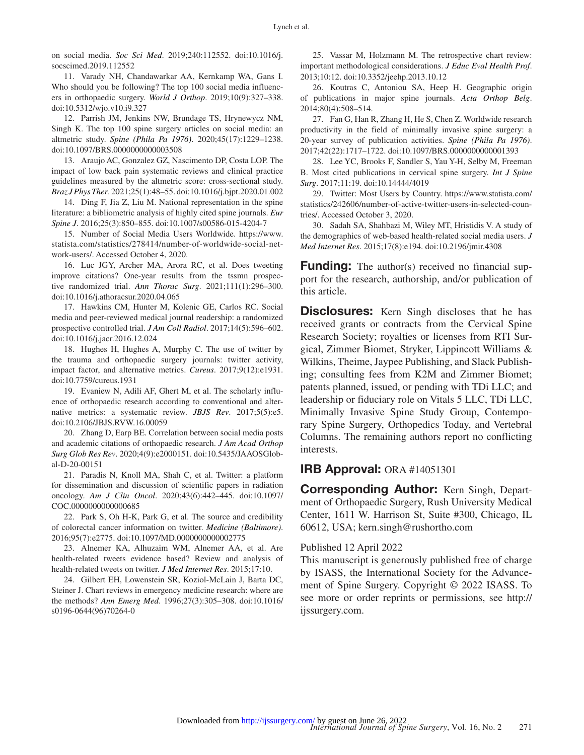on social media. *Soc Sci Med*. 2019;240:112552. doi:10.1016/j.socscimed.2019.112552

11. Varady NH, Chandawarkar AA, Kernkamp WA, Gans I. Who should you be following? The top 100 social media influencers in orthopaedic surgery. *World J Orthop*. 2019;10(9):327–338. doi:10.5312/wjo.v10.i9.327

12. Parrish JM, Jenkins NW, Brundage TS, Hrynewycz NM, Singh K. The top 100 spine surgery articles on social media: an altmetric study. *Spine (Phila Pa 1976)*. 2020;45(17):1229–1238. doi:10.1097/BRS.0000000000003508

13. Araujo AC, Gonzalez GZ, Nascimento DP, Costa LOP. The impact of low back pain systematic reviews and clinical practice guidelines measured by the altmetric score: cross-sectional study. *Braz J Phys Ther*. 2021;25(1):48–55. doi:10.1016/j.bjpt.2020.01.002

14. Ding F, Jia Z, Liu M. National representation in the spine literature: a bibliometric analysis of highly cited spine journals. *Eur Spine J*. 2016;25(3):850–855. doi:10.1007/s00586-015-4204-7

15. Number of Social Media Users Worldwide. https://www.statista.com/statistics/278414/number-of-worldwide-social-network-users/. Accessed October 4, 2020.

16. Luc JGY, Archer MA, Arora RC, et al. Does tweeting improve citations? One-year results from the tssmn prospective randomized trial. *Ann Thorac Surg*. 2021;111(1):296–300. doi:10.1016/j.athoracsur.2020.04.065

17. Hawkins CM, Hunter M, Kolenic GE, Carlos RC. Social media and peer-reviewed medical journal readership: a randomized prospective controlled trial. *J Am Coll Radiol*. 2017;14(5):596–602. doi:10.1016/j.jacr.2016.12.024

18. Hughes H, Hughes A, Murphy C. The use of twitter by the trauma and orthopaedic surgery journals: twitter activity, impact factor, and alternative metrics. *Cureus*. 2017;9(12):e1931. doi:10.7759/cureus.1931

19. Evaniew N, Adili AF, Ghert M, et al. The scholarly influence of orthopaedic research according to conventional and alternative metrics: a systematic review. *JBJS Rev*. 2017;5(5):e5. doi:10.2106/JBJS.RVW.16.00059

20. Zhang D, Earp BE. Correlation between social media posts and academic citations of orthopaedic research. *J Am Acad Orthop Surg Glob Res Rev*. 2020;4(9):e2000151. doi:10.5435/JAAOSGlobal-D-20-00151

21. Paradis N, Knoll MA, Shah C, et al. Twitter: a platform for dissemination and discussion of scientific papers in radiation oncology. *Am J Clin Oncol*. 2020;43(6):442–445. doi:10.1097/COC.0000000000000685

22. Park S, Oh H-K, Park G, et al. The source and credibility of colorectal cancer information on twitter. *Medicine (Baltimore)*. 2016;95(7):e2775. doi:10.1097/MD.0000000000002775

23. Alnemer KA, Alhuzaim WM, Alnemer AA, et al. Are health-related tweets evidence based? Review and analysis of health-related tweets on twitter. *J Med Internet Res*. 2015;17:10.

24. Gilbert EH, Lowenstein SR, Koziol-McLain J, Barta DC, Steiner J. Chart reviews in emergency medicine research: where are the methods? *Ann Emerg Med*. 1996;27(3):305–308. doi:10.1016/s0196-0644(96)70264-0

25. Vassar M, Holzmann M. The retrospective chart review: important methodological considerations. *J Educ Eval Health Prof*. 2013;10:12. doi:10.3352/jeehp.2013.10.12

26. Koutras C, Antoniou SA, Heep H. Geographic origin of publications in major spine journals. *Acta Orthop Belg*. 2014;80(4):508–514.

27. Fan G, Han R, Zhang H, He S, Chen Z. Worldwide research productivity in the field of minimally invasive spine surgery: a 20-year survey of publication activities. *Spine (Phila Pa 1976)*. 2017;42(22):1717–1722. doi:10.1097/BRS.0000000000001393

28. Lee YC, Brooks F, Sandler S, Yau Y-H, Selby M, Freeman B. Most cited publications in cervical spine surgery. *Int J Spine Surg*. 2017;11:19. doi:10.14444/4019

29. Twitter: Most Users by Country. https://www.statista.com/statistics/242606/number-of-active-twitter-users-in-selected-countries/. Accessed October 3, 2020.

30. Sadah SA, Shahbazi M, Wiley MT, Hristidis V. A study of the demographics of web-based health-related social media users. *J Med Internet Res*. 2015;17(8):e194. doi:10.2196/jmir.4308

**Funding:** The author(s) received no financial support for the research, authorship, and/or publication of this article.

**Disclosures:** Kern Singh discloses that he has received grants or contracts from the Cervical Spine Research Society; royalties or licenses from RTI Surgical, Zimmer Biomet, Stryker, Lippincott Williams & Wilkins, Theime, Jaypee Publishing, and Slack Publishing; consulting fees from K2M and Zimmer Biomet; patents planned, issued, or pending with TDi LLC; and leadership or fiduciary role on Vitals 5 LLC, TDi LLC, Minimally Invasive Spine Study Group, Contemporary Spine Surgery, Orthopedics Today, and Vertebral Columns. The remaining authors report no conflicting interests.

**IRB Approval:** ORA #14051301

**Corresponding Author:** Kern Singh, Department of Orthopaedic Surgery, Rush University Medical Center, 1611 W. Harrison St, Suite #300, Chicago, IL 60612, USA; kern.singh@rushortho.com

Published 12 April 2022

This manuscript is generously published free of charge by ISASS, the International Society for the Advancement of Spine Surgery. Copyright © 2022 ISASS. To see more or order reprints or permissions, see http://ijssurgery.com.